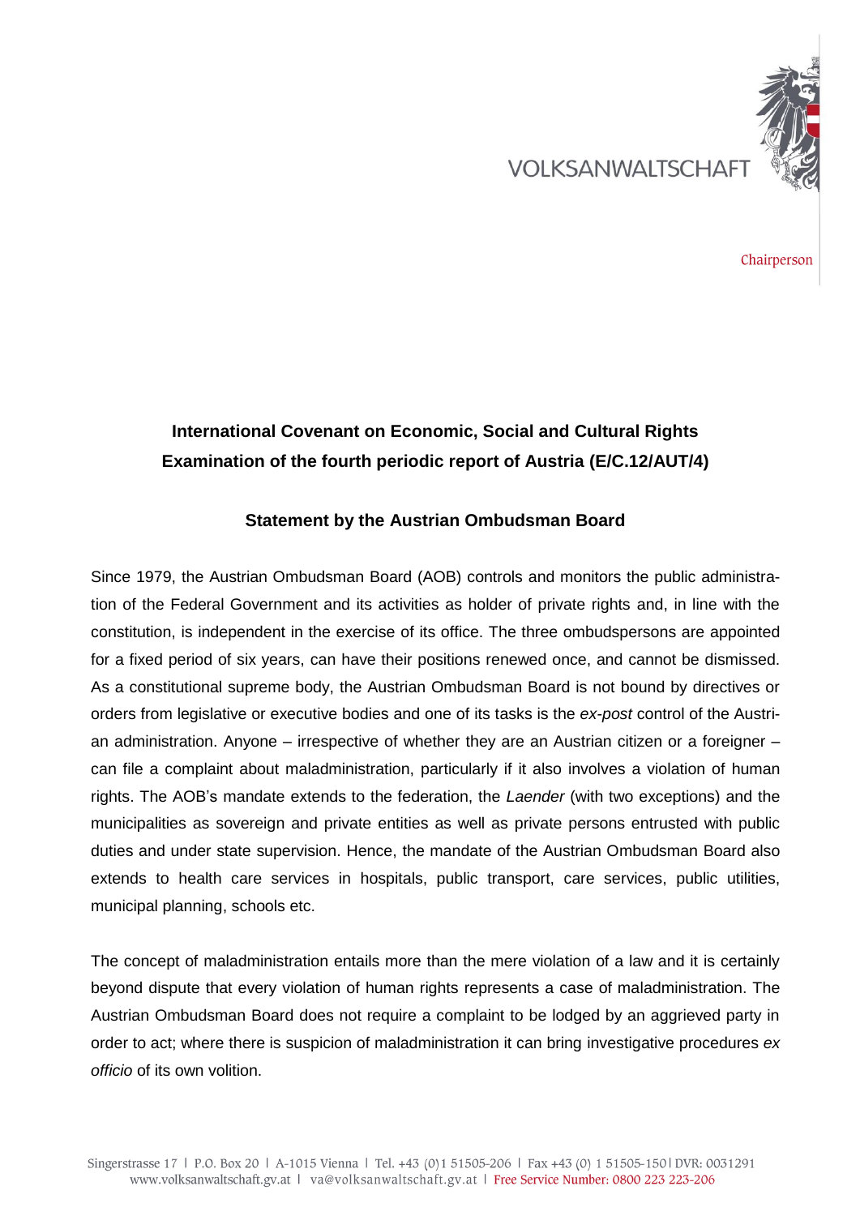VOLKSANWALTSCHAFT

Chairperson

**International Covenant on Economic, Social and Cultural Rights**
**Examination of the fourth periodic report of Austria (E/C.12/AUT/4)**

**Statement by the Austrian Ombudsman Board**

Since 1979, the Austrian Ombudsman Board (AOB) controls and monitors the public administration of the Federal Government and its activities as holder of private rights and, in line with the constitution, is independent in the exercise of its office. The three ombudspersons are appointed for a fixed period of six years, can have their positions renewed once, and cannot be dismissed. As a constitutional supreme body, the Austrian Ombudsman Board is not bound by directives or orders from legislative or executive bodies and one of its tasks is the *ex-post* control of the Austrian administration. Anyone – irrespective of whether they are an Austrian citizen or a foreigner – can file a complaint about maladministration, particularly if it also involves a violation of human rights. The AOB's mandate extends to the federation, the *Laender* (with two exceptions) and the municipalities as sovereign and private entities as well as private persons entrusted with public duties and under state supervision. Hence, the mandate of the Austrian Ombudsman Board also extends to health care services in hospitals, public transport, care services, public utilities, municipal planning, schools etc.

The concept of maladministration entails more than the mere violation of a law and it is certainly beyond dispute that every violation of human rights represents a case of maladministration. The Austrian Ombudsman Board does not require a complaint to be lodged by an aggrieved party in order to act; where there is suspicion of maladministration it can bring investigative procedures *ex officio* of its own volition.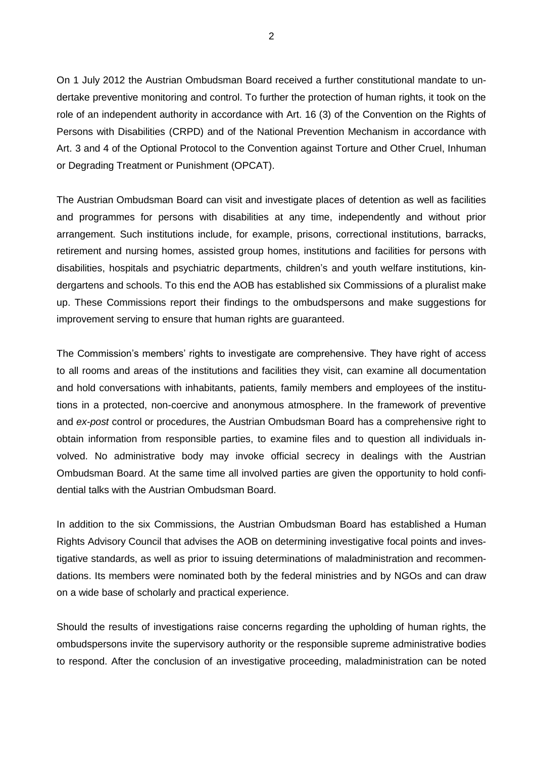On 1 July 2012 the Austrian Ombudsman Board received a further constitutional mandate to undertake preventive monitoring and control. To further the protection of human rights, it took on the role of an independent authority in accordance with Art. 16 (3) of the Convention on the Rights of Persons with Disabilities (CRPD) and of the National Prevention Mechanism in accordance with Art. 3 and 4 of the Optional Protocol to the Convention against Torture and Other Cruel, Inhuman or Degrading Treatment or Punishment (OPCAT).

The Austrian Ombudsman Board can visit and investigate places of detention as well as facilities and programmes for persons with disabilities at any time, independently and without prior arrangement. Such institutions include, for example, prisons, correctional institutions, barracks, retirement and nursing homes, assisted group homes, institutions and facilities for persons with disabilities, hospitals and psychiatric departments, children's and youth welfare institutions, kindergartens and schools. To this end the AOB has established six Commissions of a pluralist make up. These Commissions report their findings to the ombudspersons and make suggestions for improvement serving to ensure that human rights are guaranteed.

The Commission's members' rights to investigate are comprehensive. They have right of access to all rooms and areas of the institutions and facilities they visit, can examine all documentation and hold conversations with inhabitants, patients, family members and employees of the institutions in a protected, non-coercive and anonymous atmosphere. In the framework of preventive and *ex-post* control or procedures, the Austrian Ombudsman Board has a comprehensive right to obtain information from responsible parties, to examine files and to question all individuals involved. No administrative body may invoke official secrecy in dealings with the Austrian Ombudsman Board. At the same time all involved parties are given the opportunity to hold confidential talks with the Austrian Ombudsman Board.

In addition to the six Commissions, the Austrian Ombudsman Board has established a Human Rights Advisory Council that advises the AOB on determining investigative focal points and investigative standards, as well as prior to issuing determinations of maladministration and recommendations. Its members were nominated both by the federal ministries and by NGOs and can draw on a wide base of scholarly and practical experience.

Should the results of investigations raise concerns regarding the upholding of human rights, the ombudspersons invite the supervisory authority or the responsible supreme administrative bodies to respond. After the conclusion of an investigative proceeding, maladministration can be noted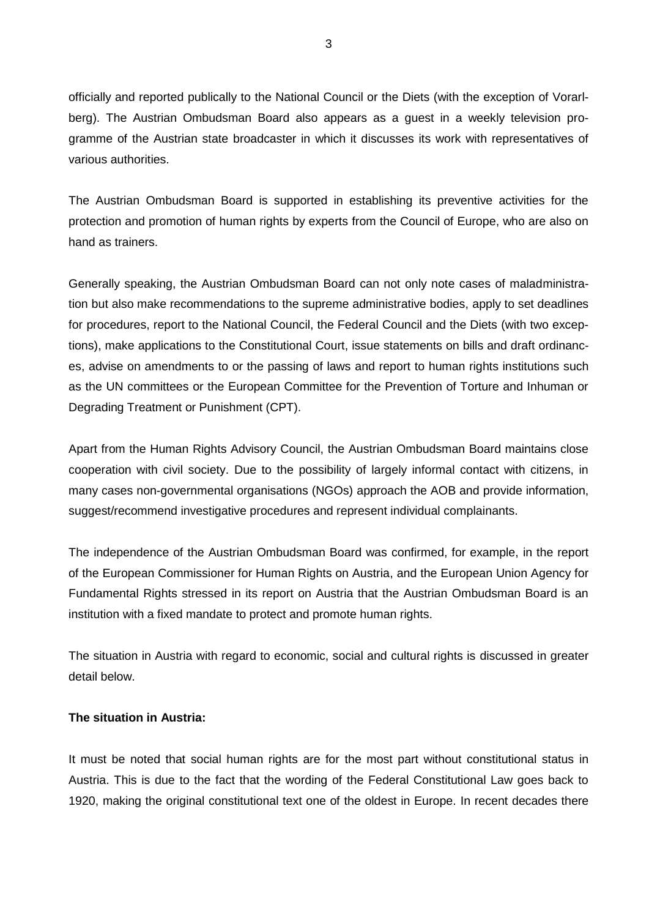officially and reported publically to the National Council or the Diets (with the exception of Vorarlberg). The Austrian Ombudsman Board also appears as a guest in a weekly television programme of the Austrian state broadcaster in which it discusses its work with representatives of various authorities.

The Austrian Ombudsman Board is supported in establishing its preventive activities for the protection and promotion of human rights by experts from the Council of Europe, who are also on hand as trainers.

Generally speaking, the Austrian Ombudsman Board can not only note cases of maladministration but also make recommendations to the supreme administrative bodies, apply to set deadlines for procedures, report to the National Council, the Federal Council and the Diets (with two exceptions), make applications to the Constitutional Court, issue statements on bills and draft ordinances, advise on amendments to or the passing of laws and report to human rights institutions such as the UN committees or the European Committee for the Prevention of Torture and Inhuman or Degrading Treatment or Punishment (CPT).

Apart from the Human Rights Advisory Council, the Austrian Ombudsman Board maintains close cooperation with civil society. Due to the possibility of largely informal contact with citizens, in many cases non-governmental organisations (NGOs) approach the AOB and provide information, suggest/recommend investigative procedures and represent individual complainants.

The independence of the Austrian Ombudsman Board was confirmed, for example, in the report of the European Commissioner for Human Rights on Austria, and the European Union Agency for Fundamental Rights stressed in its report on Austria that the Austrian Ombudsman Board is an institution with a fixed mandate to protect and promote human rights.

The situation in Austria with regard to economic, social and cultural rights is discussed in greater detail below.

**The situation in Austria:**

It must be noted that social human rights are for the most part without constitutional status in Austria. This is due to the fact that the wording of the Federal Constitutional Law goes back to 1920, making the original constitutional text one of the oldest in Europe. In recent decades there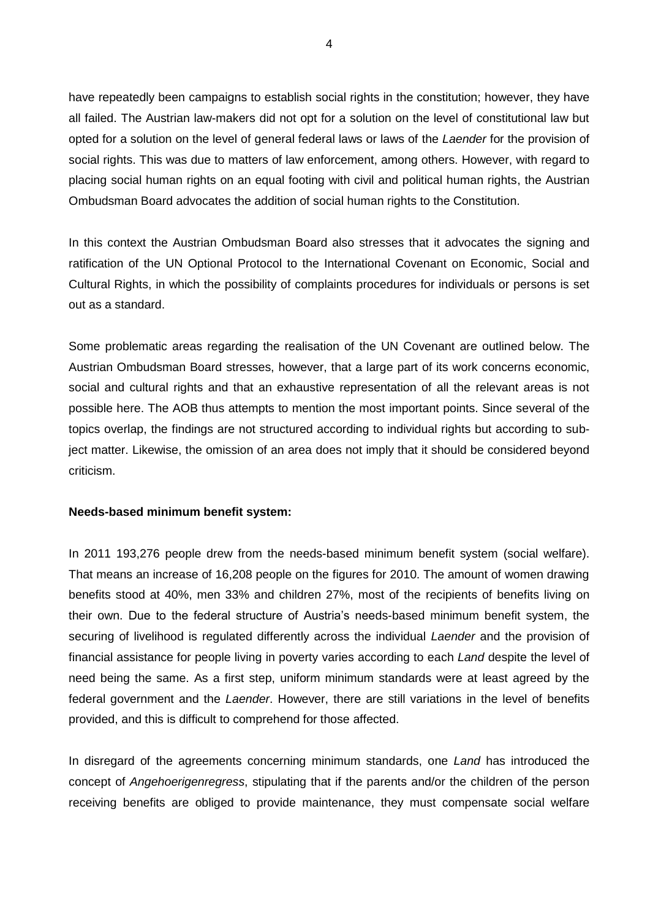have repeatedly been campaigns to establish social rights in the constitution; however, they have all failed. The Austrian law-makers did not opt for a solution on the level of constitutional law but opted for a solution on the level of general federal laws or laws of the *Laender* for the provision of social rights. This was due to matters of law enforcement, among others. However, with regard to placing social human rights on an equal footing with civil and political human rights, the Austrian Ombudsman Board advocates the addition of social human rights to the Constitution.

In this context the Austrian Ombudsman Board also stresses that it advocates the signing and ratification of the UN Optional Protocol to the International Covenant on Economic, Social and Cultural Rights, in which the possibility of complaints procedures for individuals or persons is set out as a standard.

Some problematic areas regarding the realisation of the UN Covenant are outlined below. The Austrian Ombudsman Board stresses, however, that a large part of its work concerns economic, social and cultural rights and that an exhaustive representation of all the relevant areas is not possible here. The AOB thus attempts to mention the most important points. Since several of the topics overlap, the findings are not structured according to individual rights but according to subject matter. Likewise, the omission of an area does not imply that it should be considered beyond criticism.

**Needs-based minimum benefit system:**

In 2011 193,276 people drew from the needs-based minimum benefit system (social welfare). That means an increase of 16,208 people on the figures for 2010. The amount of women drawing benefits stood at 40%, men 33% and children 27%, most of the recipients of benefits living on their own. Due to the federal structure of Austria's needs-based minimum benefit system, the securing of livelihood is regulated differently across the individual *Laender* and the provision of financial assistance for people living in poverty varies according to each *Land* despite the level of need being the same. As a first step, uniform minimum standards were at least agreed by the federal government and the *Laender*. However, there are still variations in the level of benefits provided, and this is difficult to comprehend for those affected.

In disregard of the agreements concerning minimum standards, one *Land* has introduced the concept of *Angehoerigenregress*, stipulating that if the parents and/or the children of the person receiving benefits are obliged to provide maintenance, they must compensate social welfare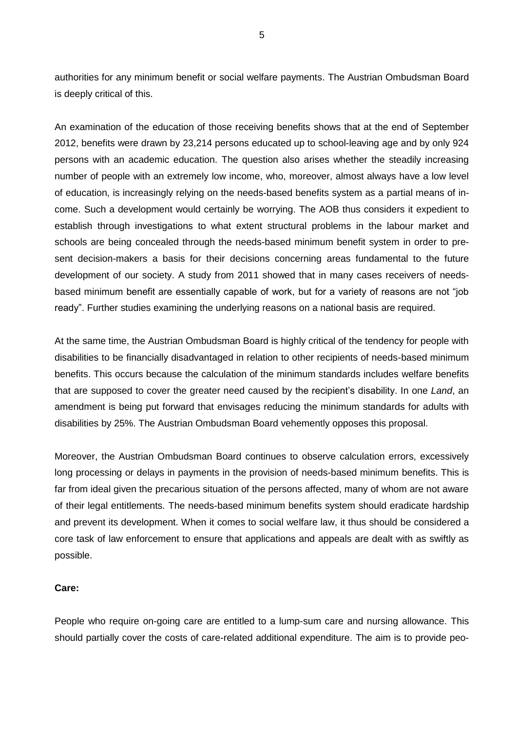authorities for any minimum benefit or social welfare payments. The Austrian Ombudsman Board is deeply critical of this.

An examination of the education of those receiving benefits shows that at the end of September 2012, benefits were drawn by 23,214 persons educated up to school-leaving age and by only 924 persons with an academic education. The question also arises whether the steadily increasing number of people with an extremely low income, who, moreover, almost always have a low level of education, is increasingly relying on the needs-based benefits system as a partial means of income. Such a development would certainly be worrying. The AOB thus considers it expedient to establish through investigations to what extent structural problems in the labour market and schools are being concealed through the needs-based minimum benefit system in order to present decision-makers a basis for their decisions concerning areas fundamental to the future development of our society. A study from 2011 showed that in many cases receivers of needs-based minimum benefit are essentially capable of work, but for a variety of reasons are not "job ready". Further studies examining the underlying reasons on a national basis are required.

At the same time, the Austrian Ombudsman Board is highly critical of the tendency for people with disabilities to be financially disadvantaged in relation to other recipients of needs-based minimum benefits. This occurs because the calculation of the minimum standards includes welfare benefits that are supposed to cover the greater need caused by the recipient's disability. In one *Land*, an amendment is being put forward that envisages reducing the minimum standards for adults with disabilities by 25%. The Austrian Ombudsman Board vehemently opposes this proposal.

Moreover, the Austrian Ombudsman Board continues to observe calculation errors, excessively long processing or delays in payments in the provision of needs-based minimum benefits. This is far from ideal given the precarious situation of the persons affected, many of whom are not aware of their legal entitlements. The needs-based minimum benefits system should eradicate hardship and prevent its development. When it comes to social welfare law, it thus should be considered a core task of law enforcement to ensure that applications and appeals are dealt with as swiftly as possible.

**Care:**

People who require on-going care are entitled to a lump-sum care and nursing allowance. This should partially cover the costs of care-related additional expenditure. The aim is to provide peo-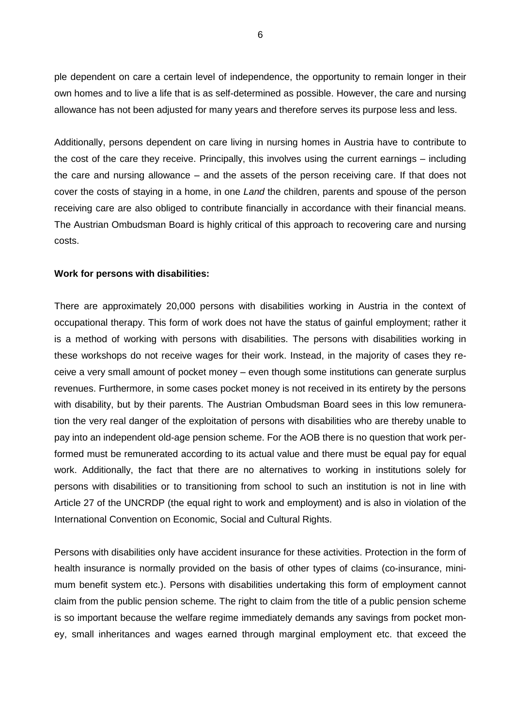ple dependent on care a certain level of independence, the opportunity to remain longer in their own homes and to live a life that is as self-determined as possible. However, the care and nursing allowance has not been adjusted for many years and therefore serves its purpose less and less.

Additionally, persons dependent on care living in nursing homes in Austria have to contribute to the cost of the care they receive. Principally, this involves using the current earnings – including the care and nursing allowance – and the assets of the person receiving care. If that does not cover the costs of staying in a home, in one *Land* the children, parents and spouse of the person receiving care are also obliged to contribute financially in accordance with their financial means. The Austrian Ombudsman Board is highly critical of this approach to recovering care and nursing costs.

**Work for persons with disabilities:**

There are approximately 20,000 persons with disabilities working in Austria in the context of occupational therapy. This form of work does not have the status of gainful employment; rather it is a method of working with persons with disabilities. The persons with disabilities working in these workshops do not receive wages for their work. Instead, in the majority of cases they receive a very small amount of pocket money – even though some institutions can generate surplus revenues. Furthermore, in some cases pocket money is not received in its entirety by the persons with disability, but by their parents. The Austrian Ombudsman Board sees in this low remuneration the very real danger of the exploitation of persons with disabilities who are thereby unable to pay into an independent old-age pension scheme. For the AOB there is no question that work performed must be remunerated according to its actual value and there must be equal pay for equal work. Additionally, the fact that there are no alternatives to working in institutions solely for persons with disabilities or to transitioning from school to such an institution is not in line with Article 27 of the UNCRDP (the equal right to work and employment) and is also in violation of the International Convention on Economic, Social and Cultural Rights.

Persons with disabilities only have accident insurance for these activities. Protection in the form of health insurance is normally provided on the basis of other types of claims (co-insurance, minimum benefit system etc.). Persons with disabilities undertaking this form of employment cannot claim from the public pension scheme. The right to claim from the title of a public pension scheme is so important because the welfare regime immediately demands any savings from pocket money, small inheritances and wages earned through marginal employment etc. that exceed the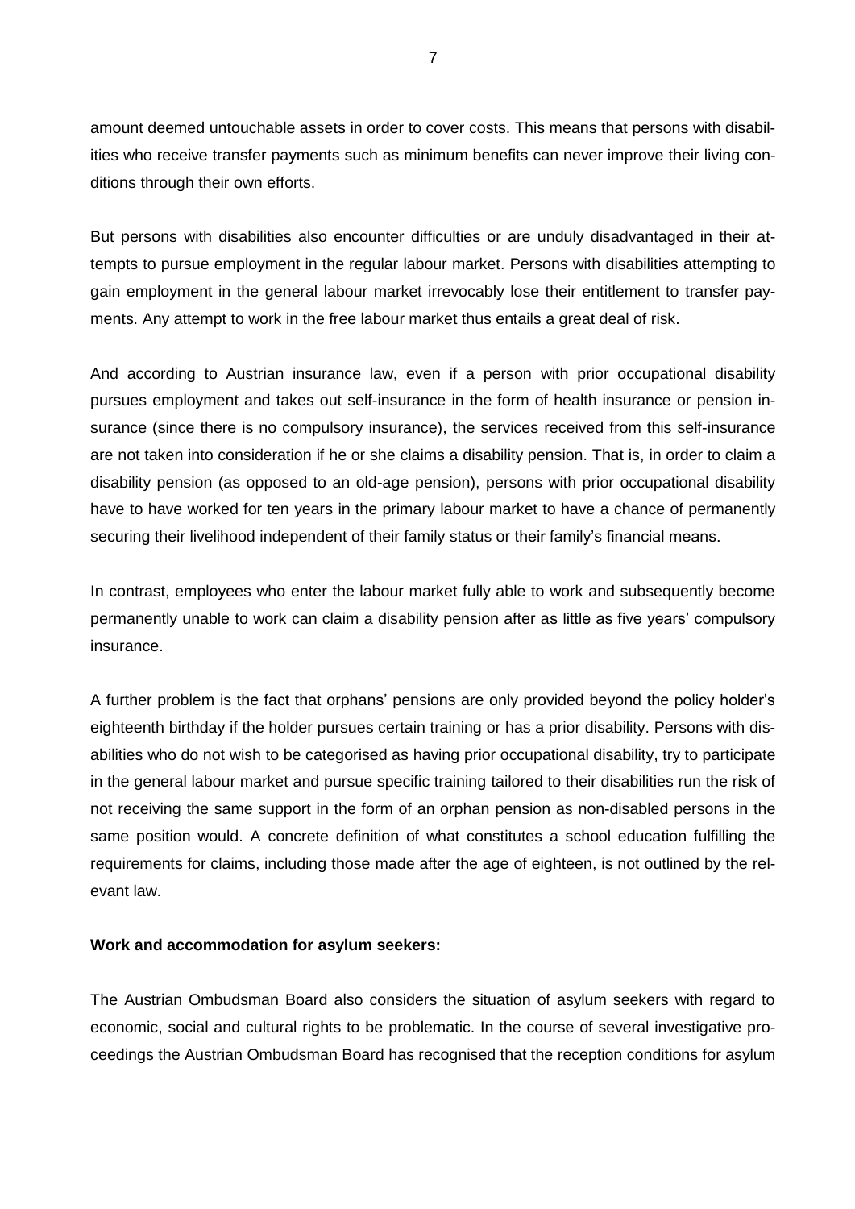amount deemed untouchable assets in order to cover costs. This means that persons with disabilities who receive transfer payments such as minimum benefits can never improve their living conditions through their own efforts.

But persons with disabilities also encounter difficulties or are unduly disadvantaged in their attempts to pursue employment in the regular labour market. Persons with disabilities attempting to gain employment in the general labour market irrevocably lose their entitlement to transfer payments. Any attempt to work in the free labour market thus entails a great deal of risk.

And according to Austrian insurance law, even if a person with prior occupational disability pursues employment and takes out self-insurance in the form of health insurance or pension insurance (since there is no compulsory insurance), the services received from this self-insurance are not taken into consideration if he or she claims a disability pension. That is, in order to claim a disability pension (as opposed to an old-age pension), persons with prior occupational disability have to have worked for ten years in the primary labour market to have a chance of permanently securing their livelihood independent of their family status or their family's financial means.

In contrast, employees who enter the labour market fully able to work and subsequently become permanently unable to work can claim a disability pension after as little as five years' compulsory insurance.

A further problem is the fact that orphans' pensions are only provided beyond the policy holder's eighteenth birthday if the holder pursues certain training or has a prior disability. Persons with disabilities who do not wish to be categorised as having prior occupational disability, try to participate in the general labour market and pursue specific training tailored to their disabilities run the risk of not receiving the same support in the form of an orphan pension as non-disabled persons in the same position would. A concrete definition of what constitutes a school education fulfilling the requirements for claims, including those made after the age of eighteen, is not outlined by the relevant law.

**Work and accommodation for asylum seekers:**

The Austrian Ombudsman Board also considers the situation of asylum seekers with regard to economic, social and cultural rights to be problematic. In the course of several investigative proceedings the Austrian Ombudsman Board has recognised that the reception conditions for asylum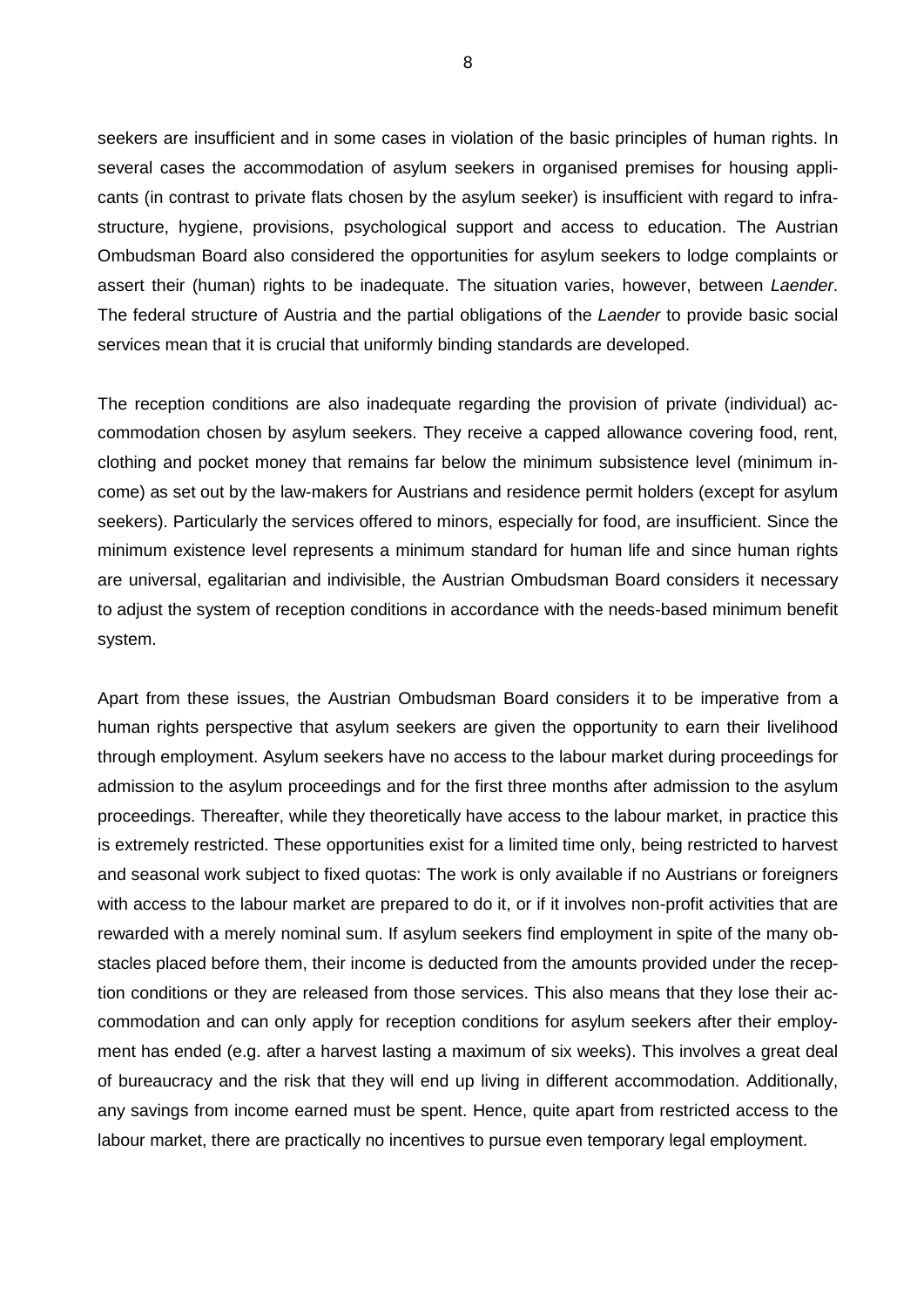seekers are insufficient and in some cases in violation of the basic principles of human rights. In several cases the accommodation of asylum seekers in organised premises for housing applicants (in contrast to private flats chosen by the asylum seeker) is insufficient with regard to infrastructure, hygiene, provisions, psychological support and access to education. The Austrian Ombudsman Board also considered the opportunities for asylum seekers to lodge complaints or assert their (human) rights to be inadequate. The situation varies, however, between *Laender*. The federal structure of Austria and the partial obligations of the *Laender* to provide basic social services mean that it is crucial that uniformly binding standards are developed.

The reception conditions are also inadequate regarding the provision of private (individual) accommodation chosen by asylum seekers. They receive a capped allowance covering food, rent, clothing and pocket money that remains far below the minimum subsistence level (minimum income) as set out by the law-makers for Austrians and residence permit holders (except for asylum seekers). Particularly the services offered to minors, especially for food, are insufficient. Since the minimum existence level represents a minimum standard for human life and since human rights are universal, egalitarian and indivisible, the Austrian Ombudsman Board considers it necessary to adjust the system of reception conditions in accordance with the needs-based minimum benefit system.

Apart from these issues, the Austrian Ombudsman Board considers it to be imperative from a human rights perspective that asylum seekers are given the opportunity to earn their livelihood through employment. Asylum seekers have no access to the labour market during proceedings for admission to the asylum proceedings and for the first three months after admission to the asylum proceedings. Thereafter, while they theoretically have access to the labour market, in practice this is extremely restricted. These opportunities exist for a limited time only, being restricted to harvest and seasonal work subject to fixed quotas: The work is only available if no Austrians or foreigners with access to the labour market are prepared to do it, or if it involves non-profit activities that are rewarded with a merely nominal sum. If asylum seekers find employment in spite of the many obstacles placed before them, their income is deducted from the amounts provided under the reception conditions or they are released from those services. This also means that they lose their accommodation and can only apply for reception conditions for asylum seekers after their employment has ended (e.g. after a harvest lasting a maximum of six weeks). This involves a great deal of bureaucracy and the risk that they will end up living in different accommodation. Additionally, any savings from income earned must be spent. Hence, quite apart from restricted access to the labour market, there are practically no incentives to pursue even temporary legal employment.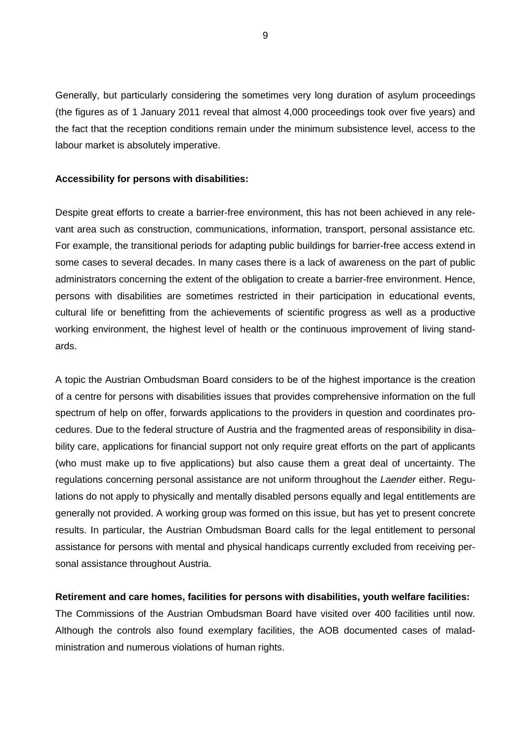Generally, but particularly considering the sometimes very long duration of asylum proceedings (the figures as of 1 January 2011 reveal that almost 4,000 proceedings took over five years) and the fact that the reception conditions remain under the minimum subsistence level, access to the labour market is absolutely imperative.

**Accessibility for persons with disabilities:**

Despite great efforts to create a barrier-free environment, this has not been achieved in any relevant area such as construction, communications, information, transport, personal assistance etc. For example, the transitional periods for adapting public buildings for barrier-free access extend in some cases to several decades. In many cases there is a lack of awareness on the part of public administrators concerning the extent of the obligation to create a barrier-free environment. Hence, persons with disabilities are sometimes restricted in their participation in educational events, cultural life or benefitting from the achievements of scientific progress as well as a productive working environment, the highest level of health or the continuous improvement of living standards.

A topic the Austrian Ombudsman Board considers to be of the highest importance is the creation of a centre for persons with disabilities issues that provides comprehensive information on the full spectrum of help on offer, forwards applications to the providers in question and coordinates procedures. Due to the federal structure of Austria and the fragmented areas of responsibility in disability care, applications for financial support not only require great efforts on the part of applicants (who must make up to five applications) but also cause them a great deal of uncertainty. The regulations concerning personal assistance are not uniform throughout the *Laender* either. Regulations do not apply to physically and mentally disabled persons equally and legal entitlements are generally not provided. A working group was formed on this issue, but has yet to present concrete results. In particular, the Austrian Ombudsman Board calls for the legal entitlement to personal assistance for persons with mental and physical handicaps currently excluded from receiving personal assistance throughout Austria.

**Retirement and care homes, facilities for persons with disabilities, youth welfare facilities:**

The Commissions of the Austrian Ombudsman Board have visited over 400 facilities until now. Although the controls also found exemplary facilities, the AOB documented cases of maladministration and numerous violations of human rights.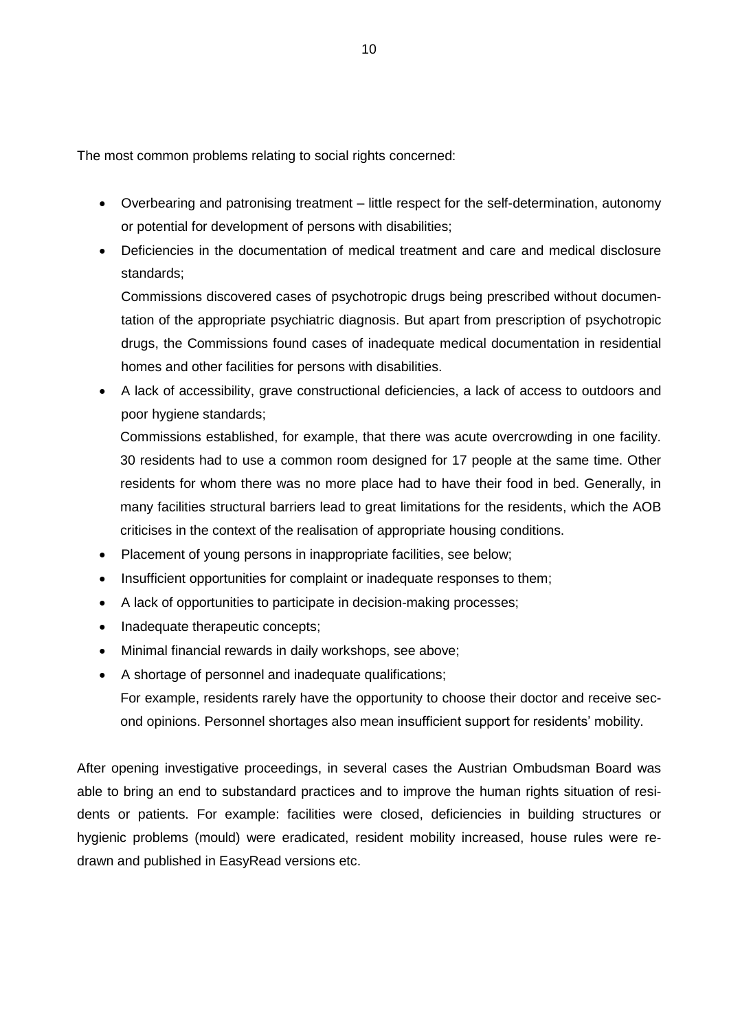The most common problems relating to social rights concerned:

- Overbearing and patronising treatment – little respect for the self-determination, autonomy or potential for development of persons with disabilities;
- Deficiencies in the documentation of medical treatment and care and medical disclosure standards;

  Commissions discovered cases of psychotropic drugs being prescribed without documentation of the appropriate psychiatric diagnosis. But apart from prescription of psychotropic drugs, the Commissions found cases of inadequate medical documentation in residential homes and other facilities for persons with disabilities.
- A lack of accessibility, grave constructional deficiencies, a lack of access to outdoors and poor hygiene standards;

  Commissions established, for example, that there was acute overcrowding in one facility. 30 residents had to use a common room designed for 17 people at the same time. Other residents for whom there was no more place had to have their food in bed. Generally, in many facilities structural barriers lead to great limitations for the residents, which the AOB criticises in the context of the realisation of appropriate housing conditions.
- Placement of young persons in inappropriate facilities, see below;
- Insufficient opportunities for complaint or inadequate responses to them;
- A lack of opportunities to participate in decision-making processes;
- Inadequate therapeutic concepts;
- Minimal financial rewards in daily workshops, see above;
- A shortage of personnel and inadequate qualifications;

  For example, residents rarely have the opportunity to choose their doctor and receive second opinions. Personnel shortages also mean insufficient support for residents' mobility.

After opening investigative proceedings, in several cases the Austrian Ombudsman Board was able to bring an end to substandard practices and to improve the human rights situation of residents or patients. For example: facilities were closed, deficiencies in building structures or hygienic problems (mould) were eradicated, resident mobility increased, house rules were redrawn and published in EasyRead versions etc.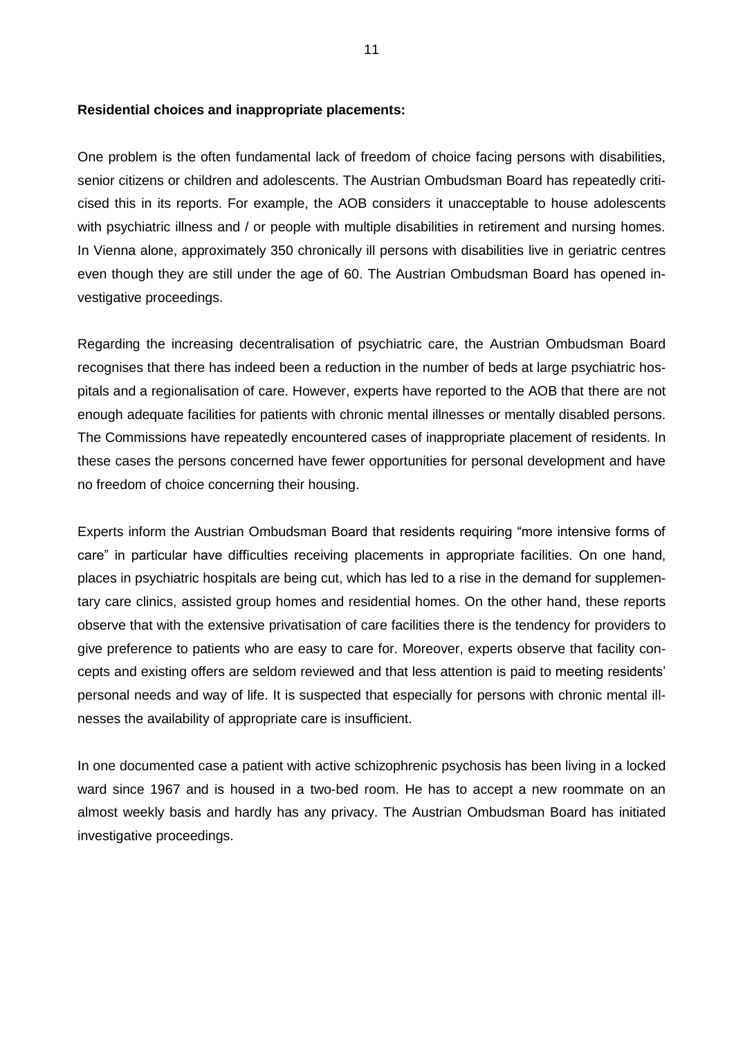**Residential choices and inappropriate placements:**

One problem is the often fundamental lack of freedom of choice facing persons with disabilities, senior citizens or children and adolescents. The Austrian Ombudsman Board has repeatedly criticised this in its reports. For example, the AOB considers it unacceptable to house adolescents with psychiatric illness and / or people with multiple disabilities in retirement and nursing homes. In Vienna alone, approximately 350 chronically ill persons with disabilities live in geriatric centres even though they are still under the age of 60. The Austrian Ombudsman Board has opened investigative proceedings.

Regarding the increasing decentralisation of psychiatric care, the Austrian Ombudsman Board recognises that there has indeed been a reduction in the number of beds at large psychiatric hospitals and a regionalisation of care. However, experts have reported to the AOB that there are not enough adequate facilities for patients with chronic mental illnesses or mentally disabled persons. The Commissions have repeatedly encountered cases of inappropriate placement of residents. In these cases the persons concerned have fewer opportunities for personal development and have no freedom of choice concerning their housing.

Experts inform the Austrian Ombudsman Board that residents requiring "more intensive forms of care" in particular have difficulties receiving placements in appropriate facilities. On one hand, places in psychiatric hospitals are being cut, which has led to a rise in the demand for supplementary care clinics, assisted group homes and residential homes. On the other hand, these reports observe that with the extensive privatisation of care facilities there is the tendency for providers to give preference to patients who are easy to care for. Moreover, experts observe that facility concepts and existing offers are seldom reviewed and that less attention is paid to meeting residents' personal needs and way of life. It is suspected that especially for persons with chronic mental illnesses the availability of appropriate care is insufficient.

In one documented case a patient with active schizophrenic psychosis has been living in a locked ward since 1967 and is housed in a two-bed room. He has to accept a new roommate on an almost weekly basis and hardly has any privacy. The Austrian Ombudsman Board has initiated investigative proceedings.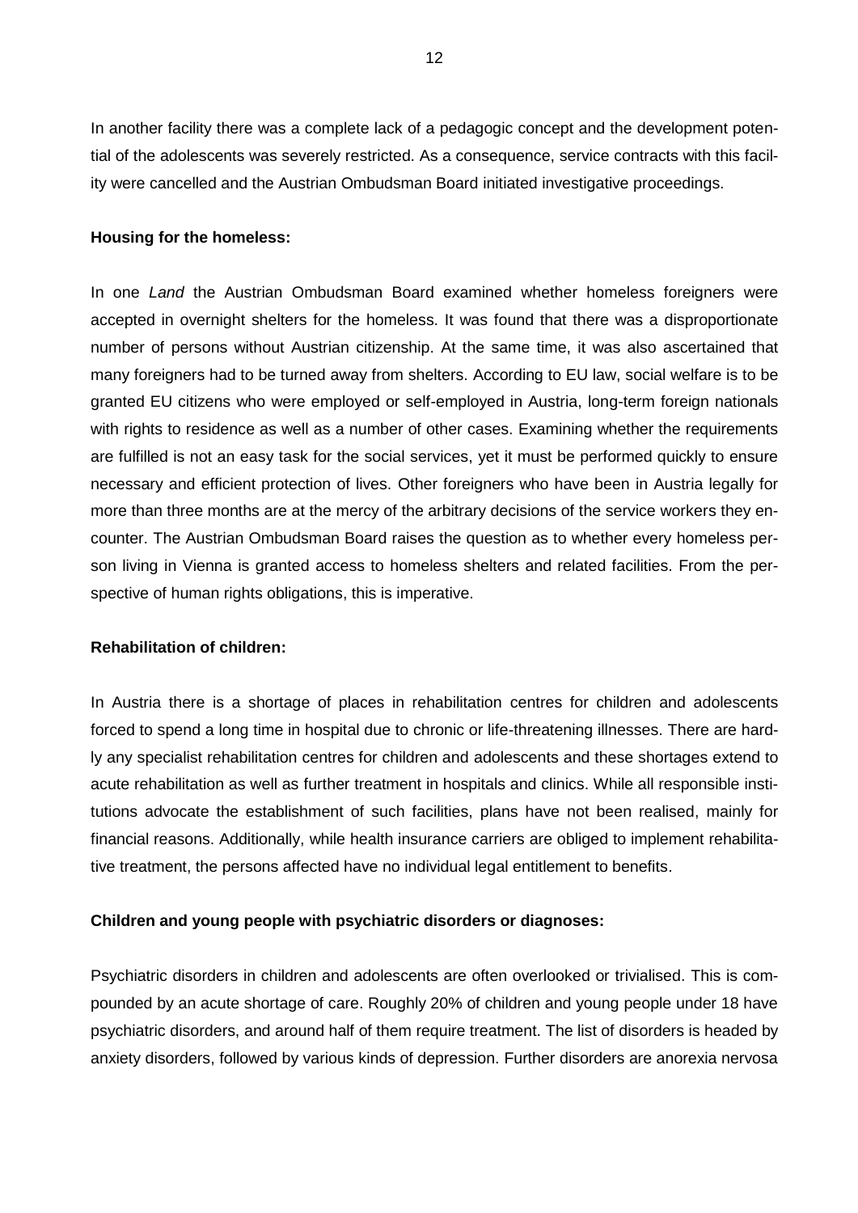In another facility there was a complete lack of a pedagogic concept and the development potential of the adolescents was severely restricted. As a consequence, service contracts with this facility were cancelled and the Austrian Ombudsman Board initiated investigative proceedings.

**Housing for the homeless:**

In one *Land* the Austrian Ombudsman Board examined whether homeless foreigners were accepted in overnight shelters for the homeless. It was found that there was a disproportionate number of persons without Austrian citizenship. At the same time, it was also ascertained that many foreigners had to be turned away from shelters. According to EU law, social welfare is to be granted EU citizens who were employed or self-employed in Austria, long-term foreign nationals with rights to residence as well as a number of other cases. Examining whether the requirements are fulfilled is not an easy task for the social services, yet it must be performed quickly to ensure necessary and efficient protection of lives. Other foreigners who have been in Austria legally for more than three months are at the mercy of the arbitrary decisions of the service workers they encounter. The Austrian Ombudsman Board raises the question as to whether every homeless person living in Vienna is granted access to homeless shelters and related facilities. From the perspective of human rights obligations, this is imperative.

**Rehabilitation of children:**

In Austria there is a shortage of places in rehabilitation centres for children and adolescents forced to spend a long time in hospital due to chronic or life-threatening illnesses. There are hardly any specialist rehabilitation centres for children and adolescents and these shortages extend to acute rehabilitation as well as further treatment in hospitals and clinics. While all responsible institutions advocate the establishment of such facilities, plans have not been realised, mainly for financial reasons. Additionally, while health insurance carriers are obliged to implement rehabilitative treatment, the persons affected have no individual legal entitlement to benefits.

**Children and young people with psychiatric disorders or diagnoses:**

Psychiatric disorders in children and adolescents are often overlooked or trivialised. This is compounded by an acute shortage of care. Roughly 20% of children and young people under 18 have psychiatric disorders, and around half of them require treatment. The list of disorders is headed by anxiety disorders, followed by various kinds of depression. Further disorders are anorexia nervosa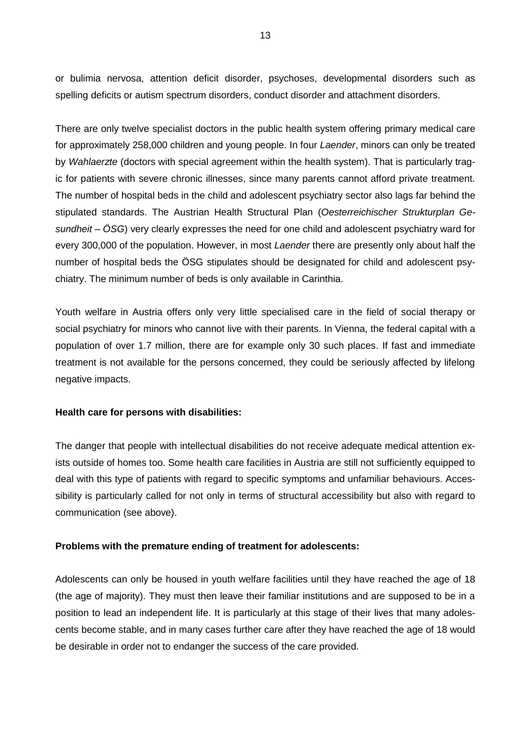or bulimia nervosa, attention deficit disorder, psychoses, developmental disorders such as spelling deficits or autism spectrum disorders, conduct disorder and attachment disorders.

There are only twelve specialist doctors in the public health system offering primary medical care for approximately 258,000 children and young people. In four *Laender*, minors can only be treated by *Wahlaerzte* (doctors with special agreement within the health system). That is particularly tragic for patients with severe chronic illnesses, since many parents cannot afford private treatment. The number of hospital beds in the child and adolescent psychiatry sector also lags far behind the stipulated standards. The Austrian Health Structural Plan (*Oesterreichischer Strukturplan Gesundheit – ÖSG*) very clearly expresses the need for one child and adolescent psychiatry ward for every 300,000 of the population. However, in most *Laender* there are presently only about half the number of hospital beds the ÖSG stipulates should be designated for child and adolescent psychiatry. The minimum number of beds is only available in Carinthia.

Youth welfare in Austria offers only very little specialised care in the field of social therapy or social psychiatry for minors who cannot live with their parents. In Vienna, the federal capital with a population of over 1.7 million, there are for example only 30 such places. If fast and immediate treatment is not available for the persons concerned, they could be seriously affected by lifelong negative impacts.

**Health care for persons with disabilities:**

The danger that people with intellectual disabilities do not receive adequate medical attention exists outside of homes too. Some health care facilities in Austria are still not sufficiently equipped to deal with this type of patients with regard to specific symptoms and unfamiliar behaviours. Accessibility is particularly called for not only in terms of structural accessibility but also with regard to communication (see above).

**Problems with the premature ending of treatment for adolescents:**

Adolescents can only be housed in youth welfare facilities until they have reached the age of 18 (the age of majority). They must then leave their familiar institutions and are supposed to be in a position to lead an independent life. It is particularly at this stage of their lives that many adolescents become stable, and in many cases further care after they have reached the age of 18 would be desirable in order not to endanger the success of the care provided.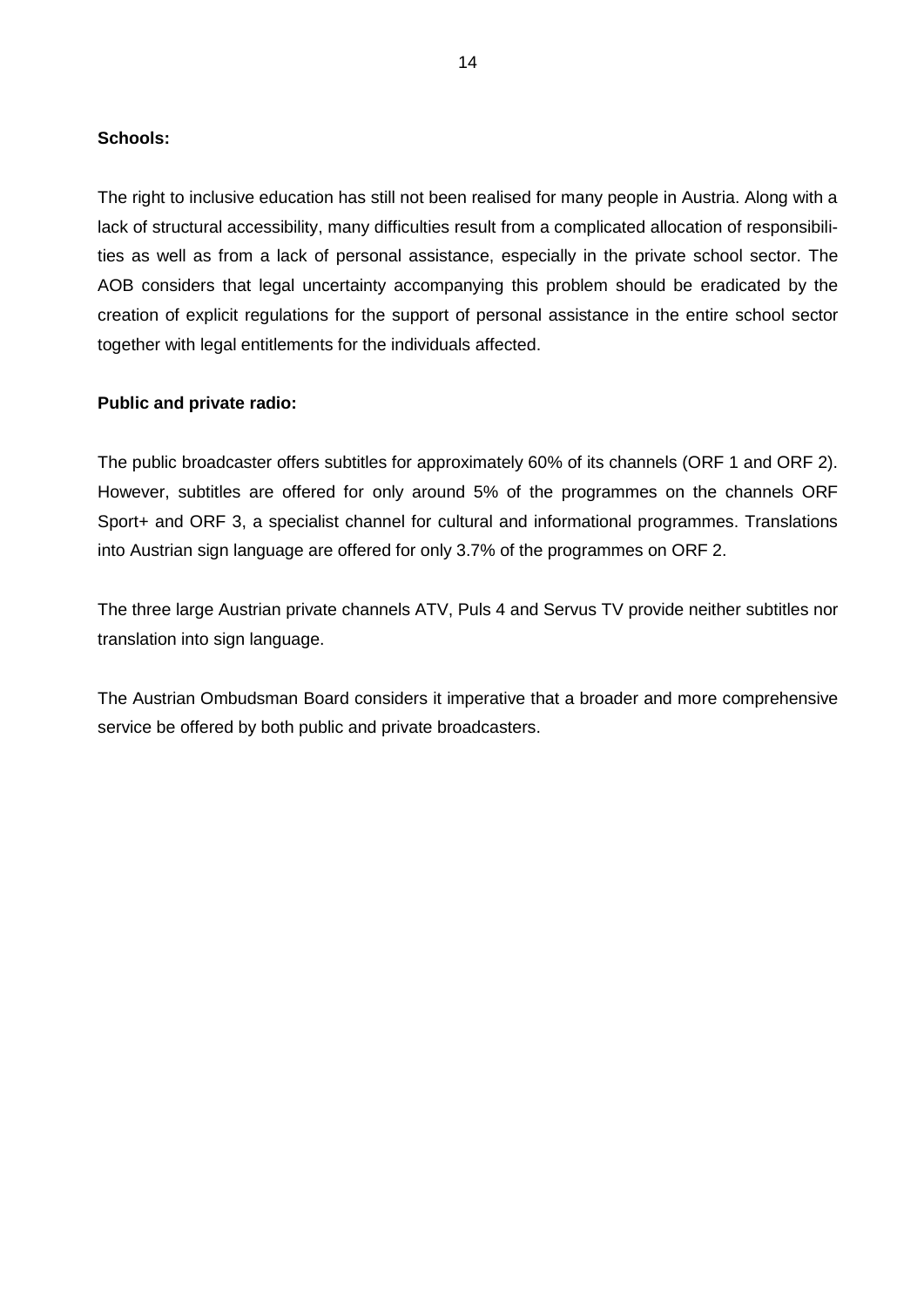**Schools:**

The right to inclusive education has still not been realised for many people in Austria. Along with a lack of structural accessibility, many difficulties result from a complicated allocation of responsibilities as well as from a lack of personal assistance, especially in the private school sector. The AOB considers that legal uncertainty accompanying this problem should be eradicated by the creation of explicit regulations for the support of personal assistance in the entire school sector together with legal entitlements for the individuals affected.

**Public and private radio:**

The public broadcaster offers subtitles for approximately 60% of its channels (ORF 1 and ORF 2). However, subtitles are offered for only around 5% of the programmes on the channels ORF Sport+ and ORF 3, a specialist channel for cultural and informational programmes. Translations into Austrian sign language are offered for only 3.7% of the programmes on ORF 2.

The three large Austrian private channels ATV, Puls 4 and Servus TV provide neither subtitles nor translation into sign language.

The Austrian Ombudsman Board considers it imperative that a broader and more comprehensive service be offered by both public and private broadcasters.